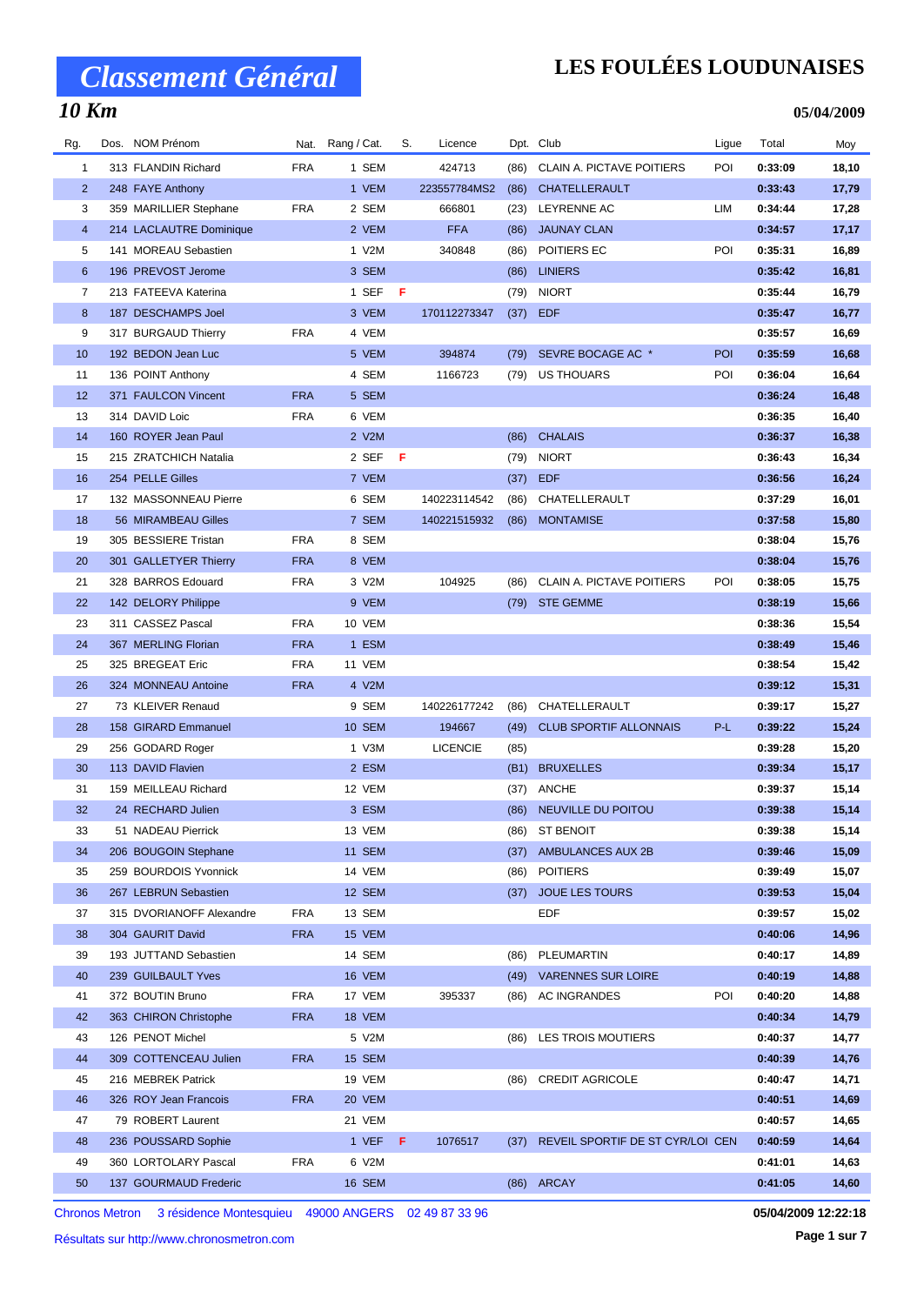# Classement Général

# LES FOULÉES LOUDUNAISES

## 10 Km

05/04/2009

| Rg. | Dos. | NOM Prénom | Nat. | Rang / Cat. | S. | Licence | Dpt. | Club | Ligue | Total | Moy |
|---|---|---|---|---|---|---|---|---|---|---|---|
| 1 | 313 | FLANDIN Richard | FRA | 1 SEM | | 424713 | (86) | CLAIN A. PICTAVE POITIERS | POI | 0:33:09 | 18,10 |
| 2 | 248 | FAYE Anthony | | 1 VEM | | 223557784MS2 | (86) | CHATELLERAULT | | 0:33:43 | 17,79 |
| 3 | 359 | MARILLIER Stephane | FRA | 2 SEM | | 666801 | (23) | LEYRENNE AC | LIM | 0:34:44 | 17,28 |
| 4 | 214 | LACLAUTRE Dominique | | 2 VEM | | FFA | (86) | JAUNAY CLAN | | 0:34:57 | 17,17 |
| 5 | 141 | MOREAU Sebastien | | 1 V2M | | 340848 | (86) | POITIERS EC | POI | 0:35:31 | 16,89 |
| 6 | 196 | PREVOST Jerome | | 3 SEM | | | (86) | LINIERS | | 0:35:42 | 16,81 |
| 7 | 213 | FATEEVA Katerina | | 1 SEF | F | | (79) | NIORT | | 0:35:44 | 16,79 |
| 8 | 187 | DESCHAMPS Joel | | 3 VEM | | 170112273347 | (37) | EDF | | 0:35:47 | 16,77 |
| 9 | 317 | BURGAUD Thierry | FRA | 4 VEM | | | | | | 0:35:57 | 16,69 |
| 10 | 192 | BEDON Jean Luc | | 5 VEM | | 394874 | (79) | SEVRE BOCAGE AC * | POI | 0:35:59 | 16,68 |
| 11 | 136 | POINT Anthony | | 4 SEM | | 1166723 | (79) | US THOUARS | POI | 0:36:04 | 16,64 |
| 12 | 371 | FAULCON Vincent | FRA | 5 SEM | | | | | | 0:36:24 | 16,48 |
| 13 | 314 | DAVID Loic | FRA | 6 VEM | | | | | | 0:36:35 | 16,40 |
| 14 | 160 | ROYER Jean Paul | | 2 V2M | | | (86) | CHALAIS | | 0:36:37 | 16,38 |
| 15 | 215 | ZRATCHICH Natalia | | 2 SEF | F | | (79) | NIORT | | 0:36:43 | 16,34 |
| 16 | 254 | PELLE Gilles | | 7 VEM | | | (37) | EDF | | 0:36:56 | 16,24 |
| 17 | 132 | MASSONNEAU Pierre | | 6 SEM | | 140223114542 | (86) | CHATELLERAULT | | 0:37:29 | 16,01 |
| 18 | 56 | MIRAMBEAU Gilles | | 7 SEM | | 140221515932 | (86) | MONTAMISE | | 0:37:58 | 15,80 |
| 19 | 305 | BESSIERE Tristan | FRA | 8 SEM | | | | | | 0:38:04 | 15,76 |
| 20 | 301 | GALLETYER Thierry | FRA | 8 VEM | | | | | | 0:38:04 | 15,76 |
| 21 | 328 | BARROS Edouard | FRA | 3 V2M | | 104925 | (86) | CLAIN A. PICTAVE POITIERS | POI | 0:38:05 | 15,75 |
| 22 | 142 | DELORY Philippe | | 9 VEM | | | (79) | STE GEMME | | 0:38:19 | 15,66 |
| 23 | 311 | CASSEZ Pascal | FRA | 10 VEM | | | | | | 0:38:36 | 15,54 |
| 24 | 367 | MERLING Florian | FRA | 1 ESM | | | | | | 0:38:49 | 15,46 |
| 25 | 325 | BREGEAT Eric | FRA | 11 VEM | | | | | | 0:38:54 | 15,42 |
| 26 | 324 | MONNEAU Antoine | FRA | 4 V2M | | | | | | 0:39:12 | 15,31 |
| 27 | 73 | KLEIVER Renaud | | 9 SEM | | 140226177242 | (86) | CHATELLERAULT | | 0:39:17 | 15,27 |
| 28 | 158 | GIRARD Emmanuel | | 10 SEM | | 194667 | (49) | CLUB SPORTIF ALLONNAIS | P-L | 0:39:22 | 15,24 |
| 29 | 256 | GODARD Roger | | 1 V3M | | LICENCIE | (85) | | | 0:39:28 | 15,20 |
| 30 | 113 | DAVID Flavien | | 2 ESM | | | (B1) | BRUXELLES | | 0:39:34 | 15,17 |
| 31 | 159 | MEILLEAU Richard | | 12 VEM | | | (37) | ANCHE | | 0:39:37 | 15,14 |
| 32 | 24 | RECHARD Julien | | 3 ESM | | | (86) | NEUVILLE DU POITOU | | 0:39:38 | 15,14 |
| 33 | 51 | NADEAU Pierrick | | 13 VEM | | | (86) | ST BENOIT | | 0:39:38 | 15,14 |
| 34 | 206 | BOUGOIN Stephane | | 11 SEM | | | (37) | AMBULANCES AUX 2B | | 0:39:46 | 15,09 |
| 35 | 259 | BOURDOIS Yvonnick | | 14 VEM | | | (86) | POITIERS | | 0:39:49 | 15,07 |
| 36 | 267 | LEBRUN Sebastien | | 12 SEM | | | (37) | JOUE LES TOURS | | 0:39:53 | 15,04 |
| 37 | 315 | DVORIANOFF Alexandre | FRA | 13 SEM | | | | EDF | | 0:39:57 | 15,02 |
| 38 | 304 | GAURIT David | FRA | 15 VEM | | | | | | 0:40:06 | 14,96 |
| 39 | 193 | JUTTAND Sebastien | | 14 SEM | | | (86) | PLEUMARTIN | | 0:40:17 | 14,89 |
| 40 | 239 | GUILBAULT Yves | | 16 VEM | | | (49) | VARENNES SUR LOIRE | | 0:40:19 | 14,88 |
| 41 | 372 | BOUTIN Bruno | FRA | 17 VEM | | 395337 | (86) | AC INGRANDES | POI | 0:40:20 | 14,88 |
| 42 | 363 | CHIRON Christophe | FRA | 18 VEM | | | | | | 0:40:34 | 14,79 |
| 43 | 126 | PENOT Michel | | 5 V2M | | | (86) | LES TROIS MOUTIERS | | 0:40:37 | 14,77 |
| 44 | 309 | COTTENCEAU Julien | FRA | 15 SEM | | | | | | 0:40:39 | 14,76 |
| 45 | 216 | MEBREK Patrick | | 19 VEM | | | (86) | CREDIT AGRICOLE | | 0:40:47 | 14,71 |
| 46 | 326 | ROY Jean Francois | FRA | 20 VEM | | | | | | 0:40:51 | 14,69 |
| 47 | 79 | ROBERT Laurent | | 21 VEM | | | | | | 0:40:57 | 14,65 |
| 48 | 236 | POUSSARD Sophie | | 1 VEF | F | 1076517 | (37) | REVEIL SPORTIF DE ST CYR/LOI | CEN | 0:40:59 | 14,64 |
| 49 | 360 | LORTOLARY Pascal | FRA | 6 V2M | | | | | | 0:41:01 | 14,63 |
| 50 | 137 | GOURMAUD Frederic | | 16 SEM | | | (86) | ARCAY | | 0:41:05 | 14,60 |

Chronos Metron 3 résidence Montesquieu 49000 ANGERS 02 49 87 33 96

05/04/2009 12:22:18

Résultats sur http://www.chronosmetron.com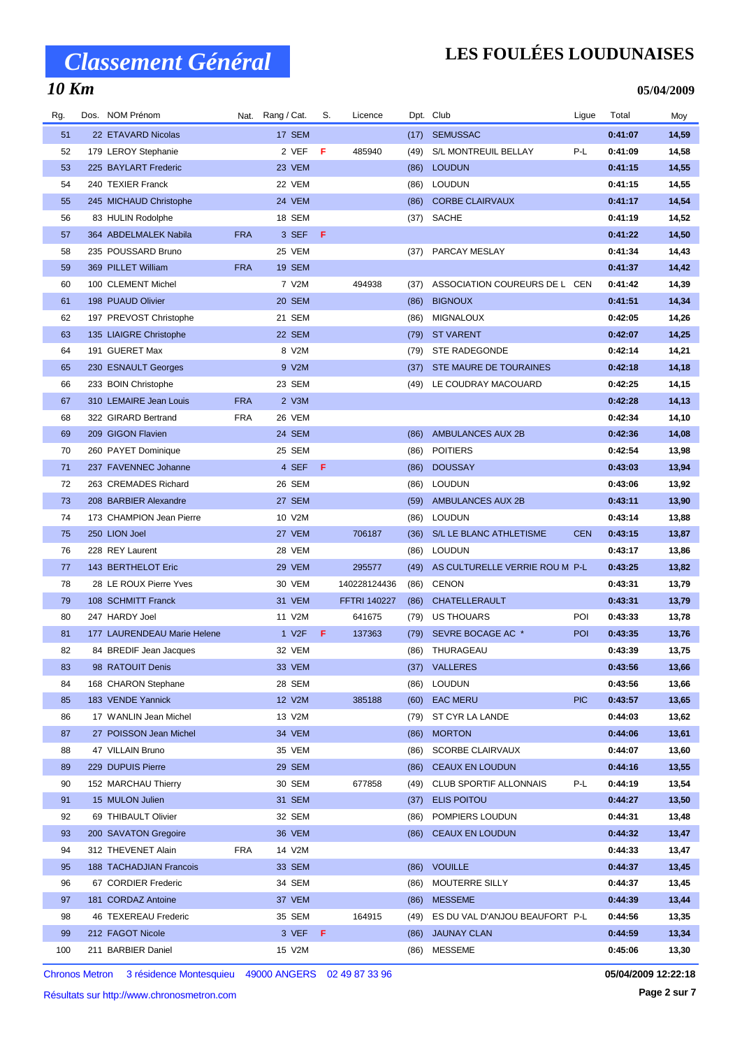# Classement Général

# LES FOULÉES LOUDUNAISES

## 10 Km

**05/04/2009**

| Rg. | Dos. | NOM Prénom | Nat. | Rang / Cat. | S. | Licence | Dpt. | Club | Ligue | Total | Moy |
|---|---|---|---|---|---|---|---|---|---|---|---|
| 51 | 22 | ETAVARD Nicolas | | 17 SEM | | | (17) | SEMUSSAC | | **0:41:07** | **14,59** |
| 52 | 179 | LEROY Stephanie | | 2 VEF | F | 485940 | (49) | S/L MONTREUIL BELLAY | P-L | **0:41:09** | **14,58** |
| 53 | 225 | BAYLART Frederic | | 23 VEM | | | (86) | LOUDUN | | **0:41:15** | **14,55** |
| 54 | 240 | TEXIER Franck | | 22 VEM | | | (86) | LOUDUN | | **0:41:15** | **14,55** |
| 55 | 245 | MICHAUD Christophe | | 24 VEM | | | (86) | CORBE CLAIRVAUX | | **0:41:17** | **14,54** |
| 56 | 83 | HULIN Rodolphe | | 18 SEM | | | (37) | SACHE | | **0:41:19** | **14,52** |
| 57 | 364 | ABDELMALEK Nabila | FRA | 3 SEF | F | | | | | **0:41:22** | **14,50** |
| 58 | 235 | POUSSARD Bruno | | 25 VEM | | | (37) | PARCAY MESLAY | | **0:41:34** | **14,43** |
| 59 | 369 | PILLET William | FRA | 19 SEM | | | | | | **0:41:37** | **14,42** |
| 60 | 100 | CLEMENT Michel | | 7 V2M | | 494938 | (37) | ASSOCIATION COUREURS DE L | CEN | **0:41:42** | **14,39** |
| 61 | 198 | PUAUD Olivier | | 20 SEM | | | (86) | BIGNOUX | | **0:41:51** | **14,34** |
| 62 | 197 | PREVOST Christophe | | 21 SEM | | | (86) | MIGNALOUX | | **0:42:05** | **14,26** |
| 63 | 135 | LIAIGRE Christophe | | 22 SEM | | | (79) | ST VARENT | | **0:42:07** | **14,25** |
| 64 | 191 | GUERET Max | | 8 V2M | | | (79) | STE RADEGONDE | | **0:42:14** | **14,21** |
| 65 | 230 | ESNAULT Georges | | 9 V2M | | | (37) | STE MAURE DE TOURAINES | | **0:42:18** | **14,18** |
| 66 | 233 | BOIN Christophe | | 23 SEM | | | (49) | LE COUDRAY MACOUARD | | **0:42:25** | **14,15** |
| 67 | 310 | LEMAIRE Jean Louis | FRA | 2 V3M | | | | | | **0:42:28** | **14,13** |
| 68 | 322 | GIRARD Bertrand | FRA | 26 VEM | | | | | | **0:42:34** | **14,10** |
| 69 | 209 | GIGON Flavien | | 24 SEM | | | (86) | AMBULANCES AUX 2B | | **0:42:36** | **14,08** |
| 70 | 260 | PAYET Dominique | | 25 SEM | | | (86) | POITIERS | | **0:42:54** | **13,98** |
| 71 | 237 | FAVENNEC Johanne | | 4 SEF | F | | (86) | DOUSSAY | | **0:43:03** | **13,94** |
| 72 | 263 | CREMADES Richard | | 26 SEM | | | (86) | LOUDUN | | **0:43:06** | **13,92** |
| 73 | 208 | BARBIER Alexandre | | 27 SEM | | | (59) | AMBULANCES AUX 2B | | **0:43:11** | **13,90** |
| 74 | 173 | CHAMPION Jean Pierre | | 10 V2M | | | (86) | LOUDUN | | **0:43:14** | **13,88** |
| 75 | 250 | LION Joel | | 27 VEM | | 706187 | (36) | S/L LE BLANC ATHLETISME | CEN | **0:43:15** | **13,87** |
| 76 | 228 | REY Laurent | | 28 VEM | | | (86) | LOUDUN | | **0:43:17** | **13,86** |
| 77 | 143 | BERTHELOT Eric | | 29 VEM | | 295577 | (49) | AS CULTURELLE VERRIE ROU M | P-L | **0:43:25** | **13,82** |
| 78 | 28 | LE ROUX Pierre Yves | | 30 VEM | | 140228124436 | (86) | CENON | | **0:43:31** | **13,79** |
| 79 | 108 | SCHMITT Franck | | 31 VEM | | FFTRI 140227 | (86) | CHATELLERAULT | | **0:43:31** | **13,79** |
| 80 | 247 | HARDY Joel | | 11 V2M | | 641675 | (79) | US THOUARS | POI | **0:43:33** | **13,78** |
| 81 | 177 | LAURENDEAU Marie Helene | | 1 V2F | F | 137363 | (79) | SEVRE BOCAGE AC * | POI | **0:43:35** | **13,76** |
| 82 | 84 | BREDIF Jean Jacques | | 32 VEM | | | (86) | THURAGEAU | | **0:43:39** | **13,75** |
| 83 | 98 | RATOUIT Denis | | 33 VEM | | | (37) | VALLERES | | **0:43:56** | **13,66** |
| 84 | 168 | CHARON Stephane | | 28 SEM | | | (86) | LOUDUN | | **0:43:56** | **13,66** |
| 85 | 183 | VENDE Yannick | | 12 V2M | | 385188 | (60) | EAC MERU | PIC | **0:43:57** | **13,65** |
| 86 | 17 | WANLIN Jean Michel | | 13 V2M | | | (79) | ST CYR LA LANDE | | **0:44:03** | **13,62** |
| 87 | 27 | POISSON Jean Michel | | 34 VEM | | | (86) | MORTON | | **0:44:06** | **13,61** |
| 88 | 47 | VILLAIN Bruno | | 35 VEM | | | (86) | SCORBE CLAIRVAUX | | **0:44:07** | **13,60** |
| 89 | 229 | DUPUIS Pierre | | 29 SEM | | | (86) | CEAUX EN LOUDUN | | **0:44:16** | **13,55** |
| 90 | 152 | MARCHAU Thierry | | 30 SEM | | 677858 | (49) | CLUB SPORTIF ALLONNAIS | P-L | **0:44:19** | **13,54** |
| 91 | 15 | MULON Julien | | 31 SEM | | | (37) | ELIS POITOU | | **0:44:27** | **13,50** |
| 92 | 69 | THIBAULT Olivier | | 32 SEM | | | (86) | POMPIERS LOUDUN | | **0:44:31** | **13,48** |
| 93 | 200 | SAVATON Gregoire | | 36 VEM | | | (86) | CEAUX EN LOUDUN | | **0:44:32** | **13,47** |
| 94 | 312 | THEVENET Alain | FRA | 14 V2M | | | | | | **0:44:33** | **13,47** |
| 95 | 188 | TACHADJIAN Francois | | 33 SEM | | | (86) | VOUILLE | | **0:44:37** | **13,45** |
| 96 | 67 | CORDIER Frederic | | 34 SEM | | | (86) | MOUTERRE SILLY | | **0:44:37** | **13,45** |
| 97 | 181 | CORDAZ Antoine | | 37 VEM | | | (86) | MESSEME | | **0:44:39** | **13,44** |
| 98 | 46 | TEXEREAU Frederic | | 35 SEM | | 164915 | (49) | ES DU VAL D'ANJOU BEAUFORT | P-L | **0:44:56** | **13,35** |
| 99 | 212 | FAGOT Nicole | | 3 VEF | F | | (86) | JAUNAY CLAN | | **0:44:59** | **13,34** |
| 100 | 211 | BARBIER Daniel | | 15 V2M | | | (86) | MESSEME | | **0:45:06** | **13,30** |

Chronos Metron 3 résidence Montesquieu 49000 ANGERS 02 49 87 33 96

Résultats sur http://www.chronosmetron.com

**05/04/2009 12:22:18**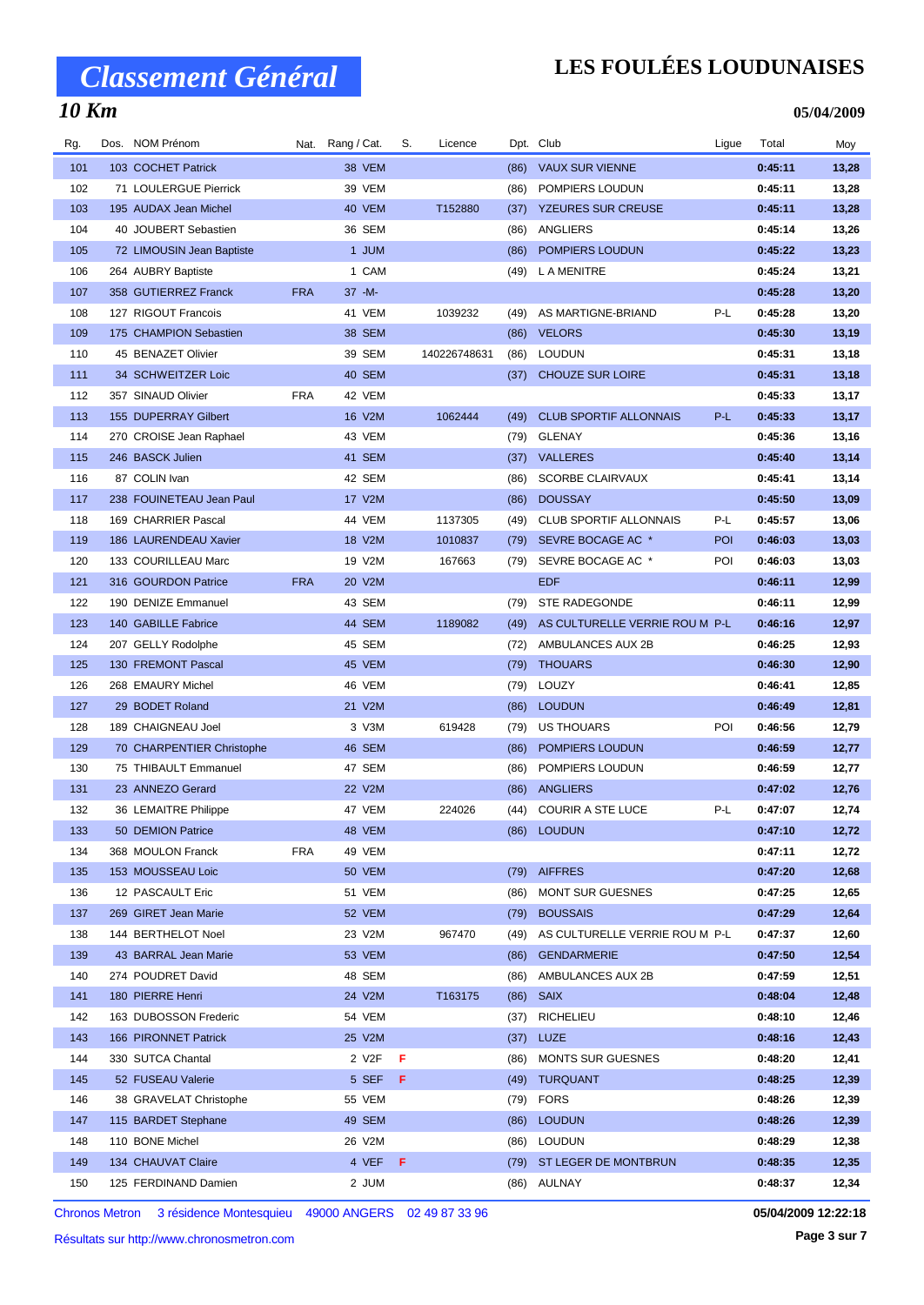# Classement Général

## LES FOULÉES LOUDUNAISES

### 10 Km

**05/04/2009**

| Rg. | Dos. | NOM Prénom | Nat. | Rang / Cat. | S. | Licence | Dpt. | Club | Ligue | Total | Moy |
|---|---|---|---|---|---|---|---|---|---|---|---|
| 101 | 103 | COCHET Patrick | | 38 VEM | | | (86) | VAUX SUR VIENNE | | 0:45:11 | 13,28 |
| 102 | 71 | LOULERGUE Pierrick | | 39 VEM | | | (86) | POMPIERS LOUDUN | | 0:45:11 | 13,28 |
| 103 | 195 | AUDAX Jean Michel | | 40 VEM | | T152880 | (37) | YZEURES SUR CREUSE | | 0:45:11 | 13,28 |
| 104 | 40 | JOUBERT Sebastien | | 36 SEM | | | (86) | ANGLIERS | | 0:45:14 | 13,26 |
| 105 | 72 | LIMOUSIN Jean Baptiste | | 1 JUM | | | (86) | POMPIERS LOUDUN | | 0:45:22 | 13,23 |
| 106 | 264 | AUBRY Baptiste | | 1 CAM | | | (49) | L A MENITRE | | 0:45:24 | 13,21 |
| 107 | 358 | GUTIERREZ Franck | FRA | 37 -M- | | | | | | 0:45:28 | 13,20 |
| 108 | 127 | RIGOUT Francois | | 41 VEM | | 1039232 | (49) | AS MARTIGNE-BRIAND | P-L | 0:45:28 | 13,20 |
| 109 | 175 | CHAMPION Sebastien | | 38 SEM | | | (86) | VELORS | | 0:45:30 | 13,19 |
| 110 | 45 | BENAZET Olivier | | 39 SEM | | 140226748631 | (86) | LOUDUN | | 0:45:31 | 13,18 |
| 111 | 34 | SCHWEITZER Loic | | 40 SEM | | | (37) | CHOUZE SUR LOIRE | | 0:45:31 | 13,18 |
| 112 | 357 | SINAUD Olivier | FRA | 42 VEM | | | | | | 0:45:33 | 13,17 |
| 113 | 155 | DUPERRAY Gilbert | | 16 V2M | | 1062444 | (49) | CLUB SPORTIF ALLONNAIS | P-L | 0:45:33 | 13,17 |
| 114 | 270 | CROISE Jean Raphael | | 43 VEM | | | (79) | GLENAY | | 0:45:36 | 13,16 |
| 115 | 246 | BASCK Julien | | 41 SEM | | | (37) | VALLERES | | 0:45:40 | 13,14 |
| 116 | 87 | COLIN Ivan | | 42 SEM | | | (86) | SCORBE CLAIRVAUX | | 0:45:41 | 13,14 |
| 117 | 238 | FOUINETEAU Jean Paul | | 17 V2M | | | (86) | DOUSSAY | | 0:45:50 | 13,09 |
| 118 | 169 | CHARRIER Pascal | | 44 VEM | | 1137305 | (49) | CLUB SPORTIF ALLONNAIS | P-L | 0:45:57 | 13,06 |
| 119 | 186 | LAURENDEAU Xavier | | 18 V2M | | 1010837 | (79) | SEVRE BOCAGE AC * | POI | 0:46:03 | 13,03 |
| 120 | 133 | COURILLEAU Marc | | 19 V2M | | 167663 | (79) | SEVRE BOCAGE AC * | POI | 0:46:03 | 13,03 |
| 121 | 316 | GOURDON Patrice | FRA | 20 V2M | | | | EDF | | 0:46:11 | 12,99 |
| 122 | 190 | DENIZE Emmanuel | | 43 SEM | | | (79) | STE RADEGONDE | | 0:46:11 | 12,99 |
| 123 | 140 | GABILLE Fabrice | | 44 SEM | | 1189082 | (49) | AS CULTURELLE VERRIE ROU M | P-L | 0:46:16 | 12,97 |
| 124 | 207 | GELLY Rodolphe | | 45 SEM | | | (72) | AMBULANCES AUX 2B | | 0:46:25 | 12,93 |
| 125 | 130 | FREMONT Pascal | | 45 VEM | | | (79) | THOUARS | | 0:46:30 | 12,90 |
| 126 | 268 | EMAURY Michel | | 46 VEM | | | (79) | LOUZY | | 0:46:41 | 12,85 |
| 127 | 29 | BODET Roland | | 21 V2M | | | (86) | LOUDUN | | 0:46:49 | 12,81 |
| 128 | 189 | CHAIGNEAU Joel | | 3 V3M | | 619428 | (79) | US THOUARS | POI | 0:46:56 | 12,79 |
| 129 | 70 | CHARPENTIER Christophe | | 46 SEM | | | (86) | POMPIERS LOUDUN | | 0:46:59 | 12,77 |
| 130 | 75 | THIBAULT Emmanuel | | 47 SEM | | | (86) | POMPIERS LOUDUN | | 0:46:59 | 12,77 |
| 131 | 23 | ANNEZO Gerard | | 22 V2M | | | (86) | ANGLIERS | | 0:47:02 | 12,76 |
| 132 | 36 | LEMAITRE Philippe | | 47 VEM | | 224026 | (44) | COURIR A STE LUCE | P-L | 0:47:07 | 12,74 |
| 133 | 50 | DEMION Patrice | | 48 VEM | | | (86) | LOUDUN | | 0:47:10 | 12,72 |
| 134 | 368 | MOULON Franck | FRA | 49 VEM | | | | | | 0:47:11 | 12,72 |
| 135 | 153 | MOUSSEAU Loic | | 50 VEM | | | (79) | AIFFRES | | 0:47:20 | 12,68 |
| 136 | 12 | PASCAULT Eric | | 51 VEM | | | (86) | MONT SUR GUESNES | | 0:47:25 | 12,65 |
| 137 | 269 | GIRET Jean Marie | | 52 VEM | | | (79) | BOUSSAIS | | 0:47:29 | 12,64 |
| 138 | 144 | BERTHELOT Noel | | 23 V2M | | 967470 | (49) | AS CULTURELLE VERRIE ROU M | P-L | 0:47:37 | 12,60 |
| 139 | 43 | BARRAL Jean Marie | | 53 VEM | | | (86) | GENDARMERIE | | 0:47:50 | 12,54 |
| 140 | 274 | POUDRET David | | 48 SEM | | | (86) | AMBULANCES AUX 2B | | 0:47:59 | 12,51 |
| 141 | 180 | PIERRE Henri | | 24 V2M | | T163175 | (86) | SAIX | | 0:48:04 | 12,48 |
| 142 | 163 | DUBOSSON Frederic | | 54 VEM | | | (37) | RICHELIEU | | 0:48:10 | 12,46 |
| 143 | 166 | PIRONNET Patrick | | 25 V2M | | | (37) | LUZE | | 0:48:16 | 12,43 |
| 144 | 330 | SUTCA Chantal | | 2 V2F | F | | (86) | MONTS SUR GUESNES | | 0:48:20 | 12,41 |
| 145 | 52 | FUSEAU Valerie | | 5 SEF | F | | (49) | TURQUANT | | 0:48:25 | 12,39 |
| 146 | 38 | GRAVELAT Christophe | | 55 VEM | | | (79) | FORS | | 0:48:26 | 12,39 |
| 147 | 115 | BARDET Stephane | | 49 SEM | | | (86) | LOUDUN | | 0:48:26 | 12,39 |
| 148 | 110 | BONE Michel | | 26 V2M | | | (86) | LOUDUN | | 0:48:29 | 12,38 |
| 149 | 134 | CHAUVAT Claire | | 4 VEF | F | | (79) | ST LEGER DE MONTBRUN | | 0:48:35 | 12,35 |
| 150 | 125 | FERDINAND Damien | | 2 JUM | | | (86) | AULNAY | | 0:48:37 | 12,34 |

Chronos Metron 3 résidence Montesquieu 49000 ANGERS 02 49 87 33 96

Résultats sur http://www.chronosmetron.com

**05/04/2009 12:22:18**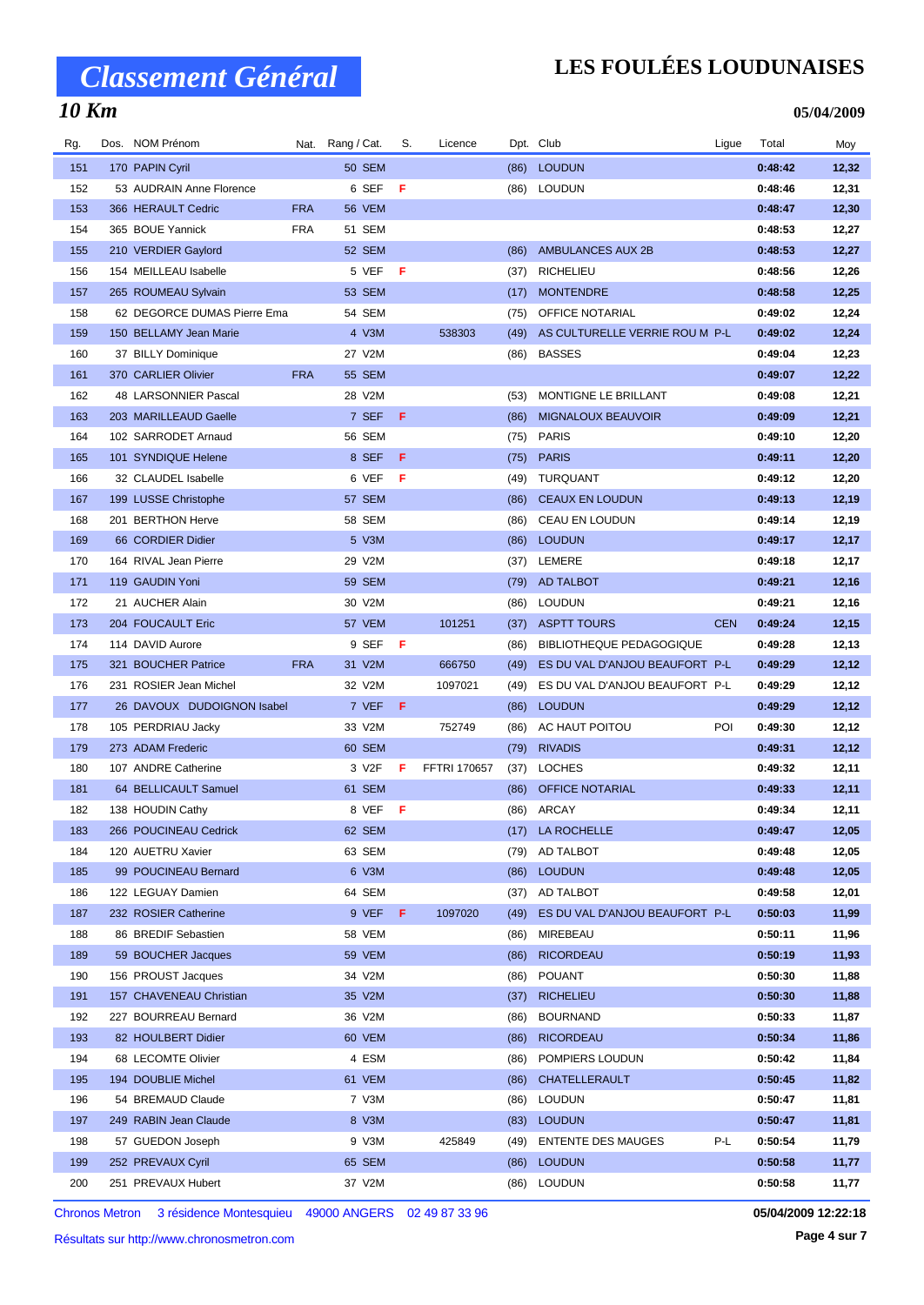# Classement Général

# LES FOULÉES LOUDUNAISES

## 10 Km

**05/04/2009**

| Rg. | Dos. | NOM Prénom | Nat. | Rang / Cat. | S. | Licence | Dpt. | Club | Ligue | Total | Moy |
|---|---|---|---|---|---|---|---|---|---|---|---|
| 151 | 170 | PAPIN Cyril | | 50 SEM | | | (86) | LOUDUN | | 0:48:42 | 12,32 |
| 152 | 53 | AUDRAIN Anne Florence | | 6 SEF | F | | (86) | LOUDUN | | 0:48:46 | 12,31 |
| 153 | 366 | HERAULT Cedric | FRA | 56 VEM | | | | | | 0:48:47 | 12,30 |
| 154 | 365 | BOUE Yannick | FRA | 51 SEM | | | | | | 0:48:53 | 12,27 |
| 155 | 210 | VERDIER Gaylord | | 52 SEM | | | (86) | AMBULANCES AUX 2B | | 0:48:53 | 12,27 |
| 156 | 154 | MEILLEAU Isabelle | | 5 VEF | F | | (37) | RICHELIEU | | 0:48:56 | 12,26 |
| 157 | 265 | ROUMEAU Sylvain | | 53 SEM | | | (17) | MONTENDRE | | 0:48:58 | 12,25 |
| 158 | 62 | DEGORCE DUMAS Pierre Ema | | 54 SEM | | | (75) | OFFICE NOTARIAL | | 0:49:02 | 12,24 |
| 159 | 150 | BELLAMY Jean Marie | | 4 V3M | | 538303 | (49) | AS CULTURELLE VERRIE ROU M | P-L | 0:49:02 | 12,24 |
| 160 | 37 | BILLY Dominique | | 27 V2M | | | (86) | BASSES | | 0:49:04 | 12,23 |
| 161 | 370 | CARLIER Olivier | FRA | 55 SEM | | | | | | 0:49:07 | 12,22 |
| 162 | 48 | LARSONNIER Pascal | | 28 V2M | | | (53) | MONTIGNE LE BRILLANT | | 0:49:08 | 12,21 |
| 163 | 203 | MARILLEAUD Gaelle | | 7 SEF | F | | (86) | MIGNALOUX BEAUVOIR | | 0:49:09 | 12,21 |
| 164 | 102 | SARRODET Arnaud | | 56 SEM | | | (75) | PARIS | | 0:49:10 | 12,20 |
| 165 | 101 | SYNDIQUE Helene | | 8 SEF | F | | (75) | PARIS | | 0:49:11 | 12,20 |
| 166 | 32 | CLAUDEL Isabelle | | 6 VEF | F | | (49) | TURQUANT | | 0:49:12 | 12,20 |
| 167 | 199 | LUSSE Christophe | | 57 SEM | | | (86) | CEAUX EN LOUDUN | | 0:49:13 | 12,19 |
| 168 | 201 | BERTHON Herve | | 58 SEM | | | (86) | CEAU EN LOUDUN | | 0:49:14 | 12,19 |
| 169 | 66 | CORDIER Didier | | 5 V3M | | | (86) | LOUDUN | | 0:49:17 | 12,17 |
| 170 | 164 | RIVAL Jean Pierre | | 29 V2M | | | (37) | LEMERE | | 0:49:18 | 12,17 |
| 171 | 119 | GAUDIN Yoni | | 59 SEM | | | (79) | AD TALBOT | | 0:49:21 | 12,16 |
| 172 | 21 | AUCHER Alain | | 30 V2M | | | (86) | LOUDUN | | 0:49:21 | 12,16 |
| 173 | 204 | FOUCAULT Eric | | 57 VEM | | 101251 | (37) | ASPTT TOURS | CEN | 0:49:24 | 12,15 |
| 174 | 114 | DAVID Aurore | | 9 SEF | F | | (86) | BIBLIOTHEQUE PEDAGOGIQUE | | 0:49:28 | 12,13 |
| 175 | 321 | BOUCHER Patrice | FRA | 31 V2M | | 666750 | (49) | ES DU VAL D'ANJOU BEAUFORT | P-L | 0:49:29 | 12,12 |
| 176 | 231 | ROSIER Jean Michel | | 32 V2M | | 1097021 | (49) | ES DU VAL D'ANJOU BEAUFORT | P-L | 0:49:29 | 12,12 |
| 177 | 26 | DAVOUX DUDOIGNON Isabel | | 7 VEF | F | | (86) | LOUDUN | | 0:49:29 | 12,12 |
| 178 | 105 | PERDRIAU Jacky | | 33 V2M | | 752749 | (86) | AC HAUT POITOU | POI | 0:49:30 | 12,12 |
| 179 | 273 | ADAM Frederic | | 60 SEM | | | (79) | RIVADIS | | 0:49:31 | 12,12 |
| 180 | 107 | ANDRE Catherine | | 3 V2F | F | FFTRI 170657 | (37) | LOCHES | | 0:49:32 | 12,11 |
| 181 | 64 | BELLICAULT Samuel | | 61 SEM | | | (86) | OFFICE NOTARIAL | | 0:49:33 | 12,11 |
| 182 | 138 | HOUDIN Cathy | | 8 VEF | F | | (86) | ARCAY | | 0:49:34 | 12,11 |
| 183 | 266 | POUCINEAU Cedrick | | 62 SEM | | | (17) | LA ROCHELLE | | 0:49:47 | 12,05 |
| 184 | 120 | AUETRU Xavier | | 63 SEM | | | (79) | AD TALBOT | | 0:49:48 | 12,05 |
| 185 | 99 | POUCINEAU Bernard | | 6 V3M | | | (86) | LOUDUN | | 0:49:48 | 12,05 |
| 186 | 122 | LEGUAY Damien | | 64 SEM | | | (37) | AD TALBOT | | 0:49:58 | 12,01 |
| 187 | 232 | ROSIER Catherine | | 9 VEF | F | 1097020 | (49) | ES DU VAL D'ANJOU BEAUFORT | P-L | 0:50:03 | 11,99 |
| 188 | 86 | BREDIF Sebastien | | 58 VEM | | | (86) | MIREBEAU | | 0:50:11 | 11,96 |
| 189 | 59 | BOUCHER Jacques | | 59 VEM | | | (86) | RICORDEAU | | 0:50:19 | 11,93 |
| 190 | 156 | PROUST Jacques | | 34 V2M | | | (86) | POUANT | | 0:50:30 | 11,88 |
| 191 | 157 | CHAVENEAU Christian | | 35 V2M | | | (37) | RICHELIEU | | 0:50:30 | 11,88 |
| 192 | 227 | BOURREAU Bernard | | 36 V2M | | | (86) | BOURNAND | | 0:50:33 | 11,87 |
| 193 | 82 | HOULBERT Didier | | 60 VEM | | | (86) | RICORDEAU | | 0:50:34 | 11,86 |
| 194 | 68 | LECOMTE Olivier | | 4 ESM | | | (86) | POMPIERS LOUDUN | | 0:50:42 | 11,84 |
| 195 | 194 | DOUBLIE Michel | | 61 VEM | | | (86) | CHATELLERAULT | | 0:50:45 | 11,82 |
| 196 | 54 | BREMAUD Claude | | 7 V3M | | | (86) | LOUDUN | | 0:50:47 | 11,81 |
| 197 | 249 | RABIN Jean Claude | | 8 V3M | | | (83) | LOUDUN | | 0:50:47 | 11,81 |
| 198 | 57 | GUEDON Joseph | | 9 V3M | | 425849 | (49) | ENTENTE DES MAUGES | P-L | 0:50:54 | 11,79 |
| 199 | 252 | PREVAUX Cyril | | 65 SEM | | | (86) | LOUDUN | | 0:50:58 | 11,77 |
| 200 | 251 | PREVAUX Hubert | | 37 V2M | | | (86) | LOUDUN | | 0:50:58 | 11,77 |

Chronos Metron 3 résidence Montesquieu 49000 ANGERS 02 49 87 33 96

Résultats sur http://www.chronosmetron.com

**05/04/2009 12:22:18**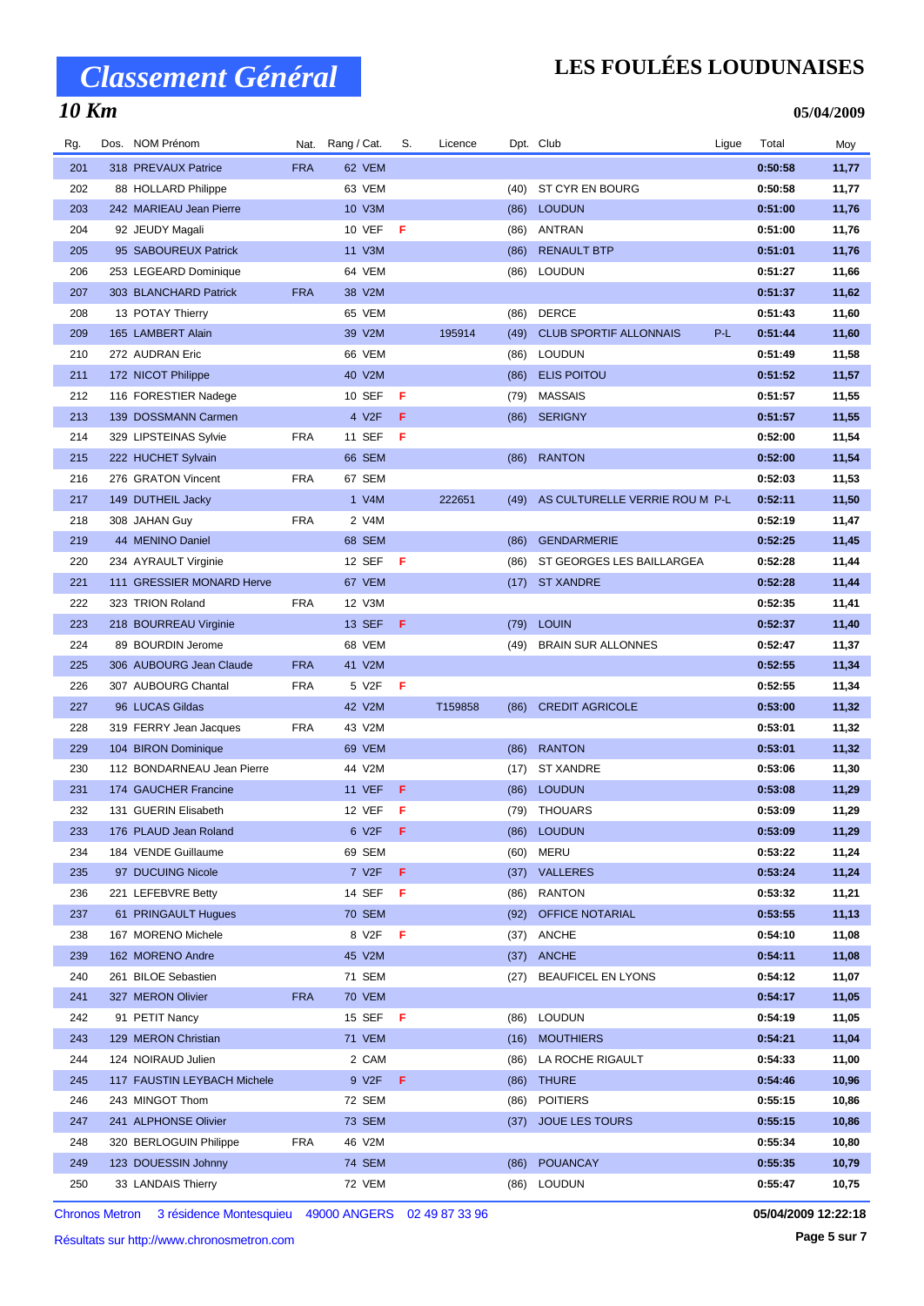# Classement Général

## LES FOULÉES LOUDUNAISES

### 10 Km

05/04/2009

| Rg. | Dos. | NOM Prénom | Nat. | Rang / Cat. | S. | Licence | Dpt. | Club | Ligue | Total | Moy |
|---|---|---|---|---|---|---|---|---|---|---|---|
| 201 | 318 | PREVAUX Patrice | FRA | 62 VEM | | | | | | 0:50:58 | 11,77 |
| 202 | 88 | HOLLARD Philippe | | 63 VEM | | | (40) | ST CYR EN BOURG | | 0:50:58 | 11,77 |
| 203 | 242 | MARIEAU Jean Pierre | | 10 V3M | | | (86) | LOUDUN | | 0:51:00 | 11,76 |
| 204 | 92 | JEUDY Magali | | 10 VEF | F | | (86) | ANTRAN | | 0:51:00 | 11,76 |
| 205 | 95 | SABOUREUX Patrick | | 11 V3M | | | (86) | RENAULT BTP | | 0:51:01 | 11,76 |
| 206 | 253 | LEGEARD Dominique | | 64 VEM | | | (86) | LOUDUN | | 0:51:27 | 11,66 |
| 207 | 303 | BLANCHARD Patrick | FRA | 38 V2M | | | | | | 0:51:37 | 11,62 |
| 208 | 13 | POTAY Thierry | | 65 VEM | | | (86) | DERCE | | 0:51:43 | 11,60 |
| 209 | 165 | LAMBERT Alain | | 39 V2M | | 195914 | (49) | CLUB SPORTIF ALLONNAIS | P-L | 0:51:44 | 11,60 |
| 210 | 272 | AUDRAN Eric | | 66 VEM | | | (86) | LOUDUN | | 0:51:49 | 11,58 |
| 211 | 172 | NICOT Philippe | | 40 V2M | | | (86) | ELIS POITOU | | 0:51:52 | 11,57 |
| 212 | 116 | FORESTIER Nadege | | 10 SEF | F | | (79) | MASSAIS | | 0:51:57 | 11,55 |
| 213 | 139 | DOSSMANN Carmen | | 4 V2F | F | | (86) | SERIGNY | | 0:51:57 | 11,55 |
| 214 | 329 | LIPSTEINAS Sylvie | FRA | 11 SEF | F | | | | | 0:52:00 | 11,54 |
| 215 | 222 | HUCHET Sylvain | | 66 SEM | | | (86) | RANTON | | 0:52:00 | 11,54 |
| 216 | 276 | GRATON Vincent | FRA | 67 SEM | | | | | | 0:52:03 | 11,53 |
| 217 | 149 | DUTHEIL Jacky | | 1 V4M | | 222651 | (49) | AS CULTURELLE VERRIE ROU M | P-L | 0:52:11 | 11,50 |
| 218 | 308 | JAHAN Guy | FRA | 2 V4M | | | | | | 0:52:19 | 11,47 |
| 219 | 44 | MENINO Daniel | | 68 SEM | | | (86) | GENDARMERIE | | 0:52:25 | 11,45 |
| 220 | 234 | AYRAULT Virginie | | 12 SEF | F | | (86) | ST GEORGES LES BAILLARGEA | | 0:52:28 | 11,44 |
| 221 | 111 | GRESSIER MONARD Herve | | 67 VEM | | | (17) | ST XANDRE | | 0:52:28 | 11,44 |
| 222 | 323 | TRION Roland | FRA | 12 V3M | | | | | | 0:52:35 | 11,41 |
| 223 | 218 | BOURREAU Virginie | | 13 SEF | F | | (79) | LOUIN | | 0:52:37 | 11,40 |
| 224 | 89 | BOURDIN Jerome | | 68 VEM | | | (49) | BRAIN SUR ALLONNES | | 0:52:47 | 11,37 |
| 225 | 306 | AUBOURG Jean Claude | FRA | 41 V2M | | | | | | 0:52:55 | 11,34 |
| 226 | 307 | AUBOURG Chantal | FRA | 5 V2F | F | | | | | 0:52:55 | 11,34 |
| 227 | 96 | LUCAS Gildas | | 42 V2M | | T159858 | (86) | CREDIT AGRICOLE | | 0:53:00 | 11,32 |
| 228 | 319 | FERRY Jean Jacques | FRA | 43 V2M | | | | | | 0:53:01 | 11,32 |
| 229 | 104 | BIRON Dominique | | 69 VEM | | | (86) | RANTON | | 0:53:01 | 11,32 |
| 230 | 112 | BONDARNEAU Jean Pierre | | 44 V2M | | | (17) | ST XANDRE | | 0:53:06 | 11,30 |
| 231 | 174 | GAUCHER Francine | | 11 VEF | F | | (86) | LOUDUN | | 0:53:08 | 11,29 |
| 232 | 131 | GUERIN Elisabeth | | 12 VEF | F | | (79) | THOUARS | | 0:53:09 | 11,29 |
| 233 | 176 | PLAUD Jean Roland | | 6 V2F | F | | (86) | LOUDUN | | 0:53:09 | 11,29 |
| 234 | 184 | VENDE Guillaume | | 69 SEM | | | (60) | MERU | | 0:53:22 | 11,24 |
| 235 | 97 | DUCUING Nicole | | 7 V2F | F | | (37) | VALLERES | | 0:53:24 | 11,24 |
| 236 | 221 | LEFEBVRE Betty | | 14 SEF | F | | (86) | RANTON | | 0:53:32 | 11,21 |
| 237 | 61 | PRINGAULT Hugues | | 70 SEM | | | (92) | OFFICE NOTARIAL | | 0:53:55 | 11,13 |
| 238 | 167 | MORENO Michele | | 8 V2F | F | | (37) | ANCHE | | 0:54:10 | 11,08 |
| 239 | 162 | MORENO Andre | | 45 V2M | | | (37) | ANCHE | | 0:54:11 | 11,08 |
| 240 | 261 | BILOE Sebastien | | 71 SEM | | | (27) | BEAUFICEL EN LYONS | | 0:54:12 | 11,07 |
| 241 | 327 | MERON Olivier | FRA | 70 VEM | | | | | | 0:54:17 | 11,05 |
| 242 | 91 | PETIT Nancy | | 15 SEF | F | | (86) | LOUDUN | | 0:54:19 | 11,05 |
| 243 | 129 | MERON Christian | | 71 VEM | | | (16) | MOUTHIERS | | 0:54:21 | 11,04 |
| 244 | 124 | NOIRAUD Julien | | 2 CAM | | | (86) | LA ROCHE RIGAULT | | 0:54:33 | 11,00 |
| 245 | 117 | FAUSTIN LEYBACH Michele | | 9 V2F | F | | (86) | THURE | | 0:54:46 | 10,96 |
| 246 | 243 | MINGOT Thom | | 72 SEM | | | (86) | POITIERS | | 0:55:15 | 10,86 |
| 247 | 241 | ALPHONSE Olivier | | 73 SEM | | | (37) | JOUE LES TOURS | | 0:55:15 | 10,86 |
| 248 | 320 | BERLOGUIN Philippe | FRA | 46 V2M | | | | | | 0:55:34 | 10,80 |
| 249 | 123 | DOUESSIN Johnny | | 74 SEM | | | (86) | POUANCAY | | 0:55:35 | 10,79 |
| 250 | 33 | LANDAIS Thierry | | 72 VEM | | | (86) | LOUDUN | | 0:55:47 | 10,75 |

Chronos Metron 3 résidence Montesquieu 49000 ANGERS 02 49 87 33 96

Résultats sur http://www.chronosmetron.com

05/04/2009 12:22:18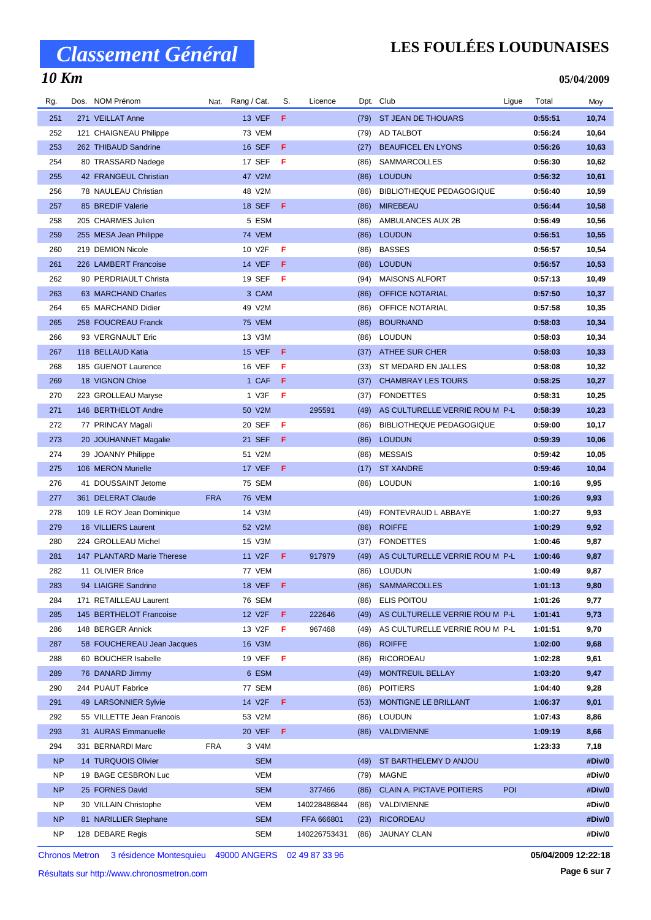# Classement Général

## LES FOULÉES LOUDUNAISES

### 10 Km

**05/04/2009**

| Rg. | Dos. | NOM Prénom | Nat. | Rang / Cat. | S. | Licence | Dpt. | Club | Ligue | Total | Moy |
|---|---|---|---|---|---|---|---|---|---|---|---|
| 251 | 271 | VEILLAT Anne | | 13 VEF | F | | (79) | ST JEAN DE THOUARS | | 0:55:51 | 10,74 |
| 252 | 121 | CHAIGNEAU Philippe | | 73 VEM | | | (79) | AD TALBOT | | 0:56:24 | 10,64 |
| 253 | 262 | THIBAUD Sandrine | | 16 SEF | F | | (27) | BEAUFICEL EN LYONS | | 0:56:26 | 10,63 |
| 254 | 80 | TRASSARD Nadege | | 17 SEF | F | | (86) | SAMMARCOLLES | | 0:56:30 | 10,62 |
| 255 | 42 | FRANGEUL Christian | | 47 V2M | | | (86) | LOUDUN | | 0:56:32 | 10,61 |
| 256 | 78 | NAULEAU Christian | | 48 V2M | | | (86) | BIBLIOTHEQUE PEDAGOGIQUE | | 0:56:40 | 10,59 |
| 257 | 85 | BREDIF Valerie | | 18 SEF | F | | (86) | MIREBEAU | | 0:56:44 | 10,58 |
| 258 | 205 | CHARMES Julien | | 5 ESM | | | (86) | AMBULANCES AUX 2B | | 0:56:49 | 10,56 |
| 259 | 255 | MESA Jean Philippe | | 74 VEM | | | (86) | LOUDUN | | 0:56:51 | 10,55 |
| 260 | 219 | DEMION Nicole | | 10 V2F | F | | (86) | BASSES | | 0:56:57 | 10,54 |
| 261 | 226 | LAMBERT Francoise | | 14 VEF | F | | (86) | LOUDUN | | 0:56:57 | 10,53 |
| 262 | 90 | PERDRIAULT Christa | | 19 SEF | F | | (94) | MAISONS ALFORT | | 0:57:13 | 10,49 |
| 263 | 63 | MARCHAND Charles | | 3 CAM | | | (86) | OFFICE NOTARIAL | | 0:57:50 | 10,37 |
| 264 | 65 | MARCHAND Didier | | 49 V2M | | | (86) | OFFICE NOTARIAL | | 0:57:58 | 10,35 |
| 265 | 258 | FOUCREAU Franck | | 75 VEM | | | (86) | BOURNAND | | 0:58:03 | 10,34 |
| 266 | 93 | VERGNAULT Eric | | 13 V3M | | | (86) | LOUDUN | | 0:58:03 | 10,34 |
| 267 | 118 | BELLAUD Katia | | 15 VEF | F | | (37) | ATHEE SUR CHER | | 0:58:03 | 10,33 |
| 268 | 185 | GUENOT Laurence | | 16 VEF | F | | (33) | ST MEDARD EN JALLES | | 0:58:08 | 10,32 |
| 269 | 18 | VIGNON Chloe | | 1 CAF | F | | (37) | CHAMBRAY LES TOURS | | 0:58:25 | 10,27 |
| 270 | 223 | GROLLEAU Maryse | | 1 V3F | F | | (37) | FONDETTES | | 0:58:31 | 10,25 |
| 271 | 146 | BERTHELOT Andre | | 50 V2M | | 295591 | (49) | AS CULTURELLE VERRIE ROU M | P-L | 0:58:39 | 10,23 |
| 272 | 77 | PRINCAY Magali | | 20 SEF | F | | (86) | BIBLIOTHEQUE PEDAGOGIQUE | | 0:59:00 | 10,17 |
| 273 | 20 | JOUHANNET Magalie | | 21 SEF | F | | (86) | LOUDUN | | 0:59:39 | 10,06 |
| 274 | 39 | JOANNY Philippe | | 51 V2M | | | (86) | MESSAIS | | 0:59:42 | 10,05 |
| 275 | 106 | MERON Murielle | | 17 VEF | F | | (17) | ST XANDRE | | 0:59:46 | 10,04 |
| 276 | 41 | DOUSSAINT Jetome | | 75 SEM | | | (86) | LOUDUN | | 1:00:16 | 9,95 |
| 277 | 361 | DELERAT Claude | FRA | 76 VEM | | | | | | 1:00:26 | 9,93 |
| 278 | 109 | LE ROY Jean Dominique | | 14 V3M | | | (49) | FONTEVRAUD L ABBAYE | | 1:00:27 | 9,93 |
| 279 | 16 | VILLIERS Laurent | | 52 V2M | | | (86) | ROIFFE | | 1:00:29 | 9,92 |
| 280 | 224 | GROLLEAU Michel | | 15 V3M | | | (37) | FONDETTES | | 1:00:46 | 9,87 |
| 281 | 147 | PLANTARD Marie Therese | | 11 V2F | F | 917979 | (49) | AS CULTURELLE VERRIE ROU M | P-L | 1:00:46 | 9,87 |
| 282 | 11 | OLIVIER Brice | | 77 VEM | | | (86) | LOUDUN | | 1:00:49 | 9,87 |
| 283 | 94 | LIAIGRE Sandrine | | 18 VEF | F | | (86) | SAMMARCOLLES | | 1:01:13 | 9,80 |
| 284 | 171 | RETAILLEAU Laurent | | 76 SEM | | | (86) | ELIS POITOU | | 1:01:26 | 9,77 |
| 285 | 145 | BERTHELOT Francoise | | 12 V2F | F | 222646 | (49) | AS CULTURELLE VERRIE ROU M | P-L | 1:01:41 | 9,73 |
| 286 | 148 | BERGER Annick | | 13 V2F | F | 967468 | (49) | AS CULTURELLE VERRIE ROU M | P-L | 1:01:51 | 9,70 |
| 287 | 58 | FOUCHEREAU Jean Jacques | | 16 V3M | | | (86) | ROIFFE | | 1:02:00 | 9,68 |
| 288 | 60 | BOUCHER Isabelle | | 19 VEF | F | | (86) | RICORDEAU | | 1:02:28 | 9,61 |
| 289 | 76 | DANARD Jimmy | | 6 ESM | | | (49) | MONTREUIL BELLAY | | 1:03:20 | 9,47 |
| 290 | 244 | PUAUT Fabrice | | 77 SEM | | | (86) | POITIERS | | 1:04:40 | 9,28 |
| 291 | 49 | LARSONNIER Sylvie | | 14 V2F | F | | (53) | MONTIGNE LE BRILLANT | | 1:06:37 | 9,01 |
| 292 | 55 | VILLETTE Jean Francois | | 53 V2M | | | (86) | LOUDUN | | 1:07:43 | 8,86 |
| 293 | 31 | AURAS Emmanuelle | | 20 VEF | F | | (86) | VALDIVIENNE | | 1:09:19 | 8,66 |
| 294 | 331 | BERNARDI Marc | FRA | 3 V4M | | | | | | 1:23:33 | 7,18 |
| NP | 14 | TURQUOIS Olivier | | SEM | | | (49) | ST BARTHELEMY D ANJOU | | | #Div/0 |
| NP | 19 | BAGE CESBRON Luc | | VEM | | | (79) | MAGNE | | | #Div/0 |
| NP | 25 | FORNES David | | SEM | | 377466 | (86) | CLAIN A. PICTAVE POITIERS | POI | | #Div/0 |
| NP | 30 | VILLAIN Christophe | | VEM | | 140228486844 | (86) | VALDIVIENNE | | | #Div/0 |
| NP | 81 | NARILLIER Stephane | | SEM | | FFA 666801 | (23) | RICORDEAU | | | #Div/0 |
| NP | 128 | DEBARE Regis | | SEM | | 140226753431 | (86) | JAUNAY CLAN | | | #Div/0 |

Chronos Metron 3 résidence Montesquieu 49000 ANGERS 02 49 87 33 96

Résultats sur http://www.chronosmetron.com

05/04/2009 12:22:18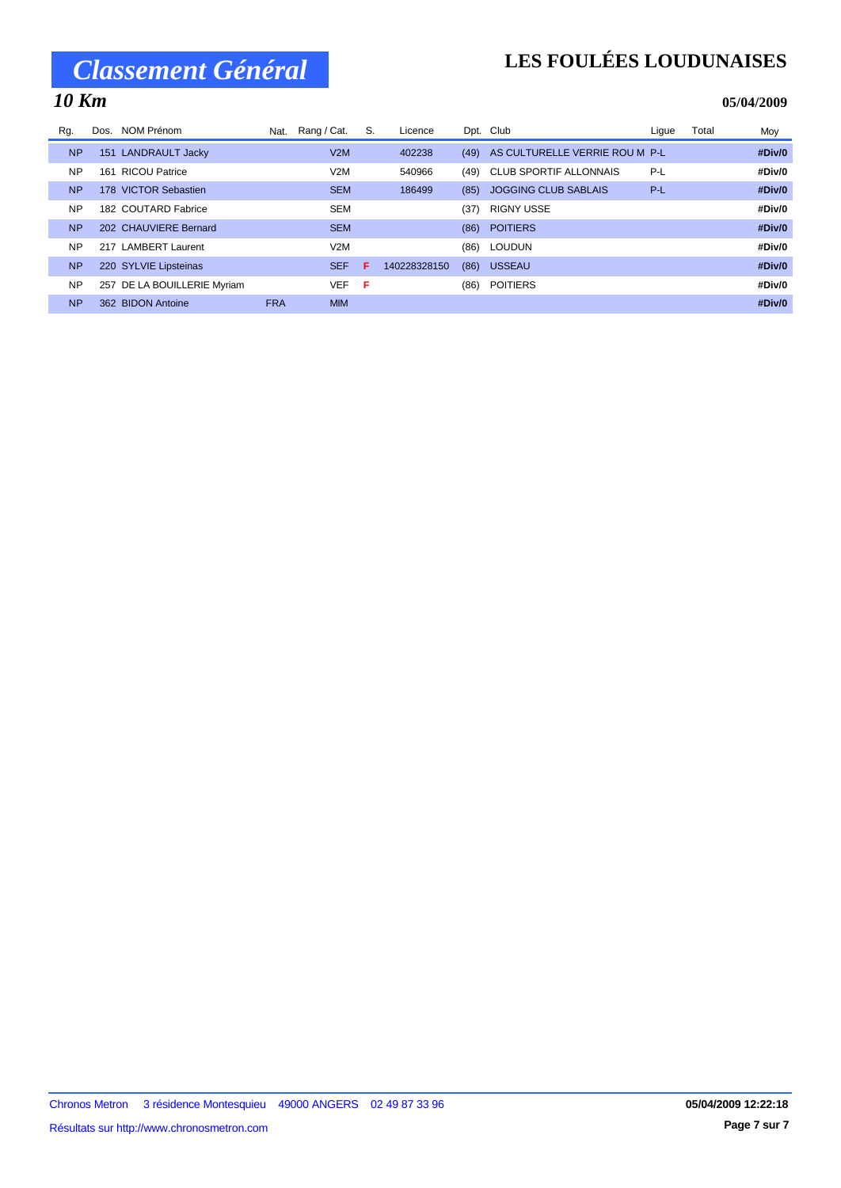# Classement Général

# LES FOULÉES LOUDUNAISES

## 10 Km

**05/04/2009**

| Rg. | Dos. | NOM Prénom | Nat. | Rang / Cat. | S. | Licence | Dpt. | Club | Ligue | Total | Moy |
|---|---|---|---|---|---|---|---|---|---|---|---|
| NP | 151 | LANDRAULT Jacky | | V2M | | 402238 | (49) | AS CULTURELLE VERRIE ROU M | P-L | | **#Div/0** |
| NP | 161 | RICOU Patrice | | V2M | | 540966 | (49) | CLUB SPORTIF ALLONNAIS | P-L | | **#Div/0** |
| NP | 178 | VICTOR Sebastien | | SEM | | 186499 | (85) | JOGGING CLUB SABLAIS | P-L | | **#Div/0** |
| NP | 182 | COUTARD Fabrice | | SEM | | | (37) | RIGNY USSE | | | **#Div/0** |
| NP | 202 | CHAUVIERE Bernard | | SEM | | | (86) | POITIERS | | | **#Div/0** |
| NP | 217 | LAMBERT Laurent | | V2M | | | (86) | LOUDUN | | | **#Div/0** |
| NP | 220 | SYLVIE Lipsteinas | | SEF | F | 140228328150 | (86) | USSEAU | | | **#Div/0** |
| NP | 257 | DE LA BOUILLERIE Myriam | | VEF | F | | (86) | POITIERS | | | **#Div/0** |
| NP | 362 | BIDON Antoine | FRA | MIM | | | | | | | **#Div/0** |

Chronos Metron 3 résidence Montesquieu 49000 ANGERS 02 49 87 33 96

Résultats sur http://www.chronosmetron.com

**05/04/2009 12:22:18**